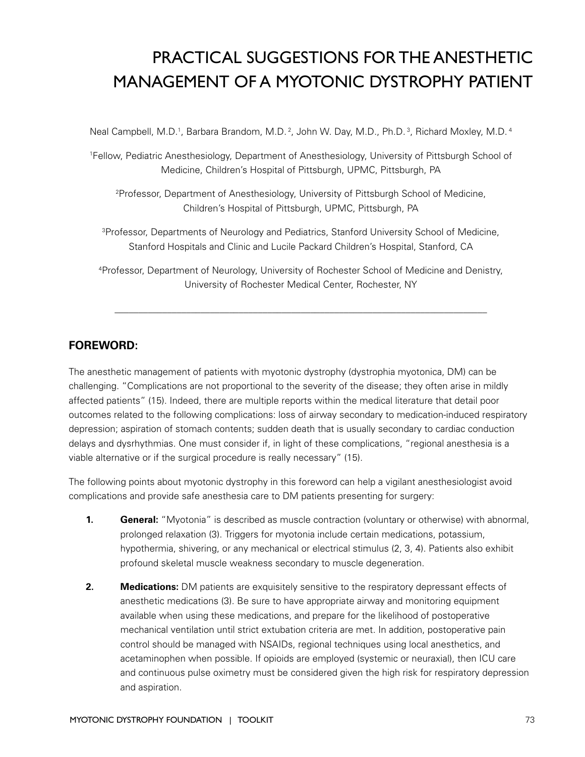# PRACTICAL SUGGESTIONS FOR THE ANESTHETIC MANAGEMENT OF A MYOTONIC DYSTROPHY PATIENT

Neal Campbell, M.D.[1], Barbara Brandom, M.D.[2], John W. Day, M.D., Ph.D.[3], Richard Moxley, M.D.[4]

[1]Fellow, Pediatric Anesthesiology, Department of Anesthesiology, University of Pittsburgh School of Medicine, Children's Hospital of Pittsburgh, UPMC, Pittsburgh, PA

[2]Professor, Department of Anesthesiology, University of Pittsburgh School of Medicine, Children's Hospital of Pittsburgh, UPMC, Pittsburgh, PA

[3]Professor, Departments of Neurology and Pediatrics, Stanford University School of Medicine, Stanford Hospitals and Clinic and Lucile Packard Children's Hospital, Stanford, CA

[4]Professor, Department of Neurology, University of Rochester School of Medicine and Denistry, University of Rochester Medical Center, Rochester, NY

---

## FOREWORD:

The anesthetic management of patients with myotonic dystrophy (dystrophia myotonica, DM) can be challenging. "Complications are not proportional to the severity of the disease; they often arise in mildly affected patients" (15). Indeed, there are multiple reports within the medical literature that detail poor outcomes related to the following complications: loss of airway secondary to medication-induced respiratory depression; aspiration of stomach contents; sudden death that is usually secondary to cardiac conduction delays and dysrhythmias. One must consider if, in light of these complications, "regional anesthesia is a viable alternative or if the surgical procedure is really necessary" (15).

The following points about myotonic dystrophy in this foreword can help a vigilant anesthesiologist avoid complications and provide safe anesthesia care to DM patients presenting for surgery:

1. **General:** "Myotonia" is described as muscle contraction (voluntary or otherwise) with abnormal, prolonged relaxation (3). Triggers for myotonia include certain medications, potassium, hypothermia, shivering, or any mechanical or electrical stimulus (2, 3, 4). Patients also exhibit profound skeletal muscle weakness secondary to muscle degeneration.

2. **Medications:** DM patients are exquisitely sensitive to the respiratory depressant effects of anesthetic medications (3). Be sure to have appropriate airway and monitoring equipment available when using these medications, and prepare for the likelihood of postoperative mechanical ventilation until strict extubation criteria are met. In addition, postoperative pain control should be managed with NSAIDs, regional techniques using local anesthetics, and acetaminophen when possible. If opioids are employed (systemic or neuraxial), then ICU care and continuous pulse oximetry must be considered given the high risk for respiratory depression and aspiration.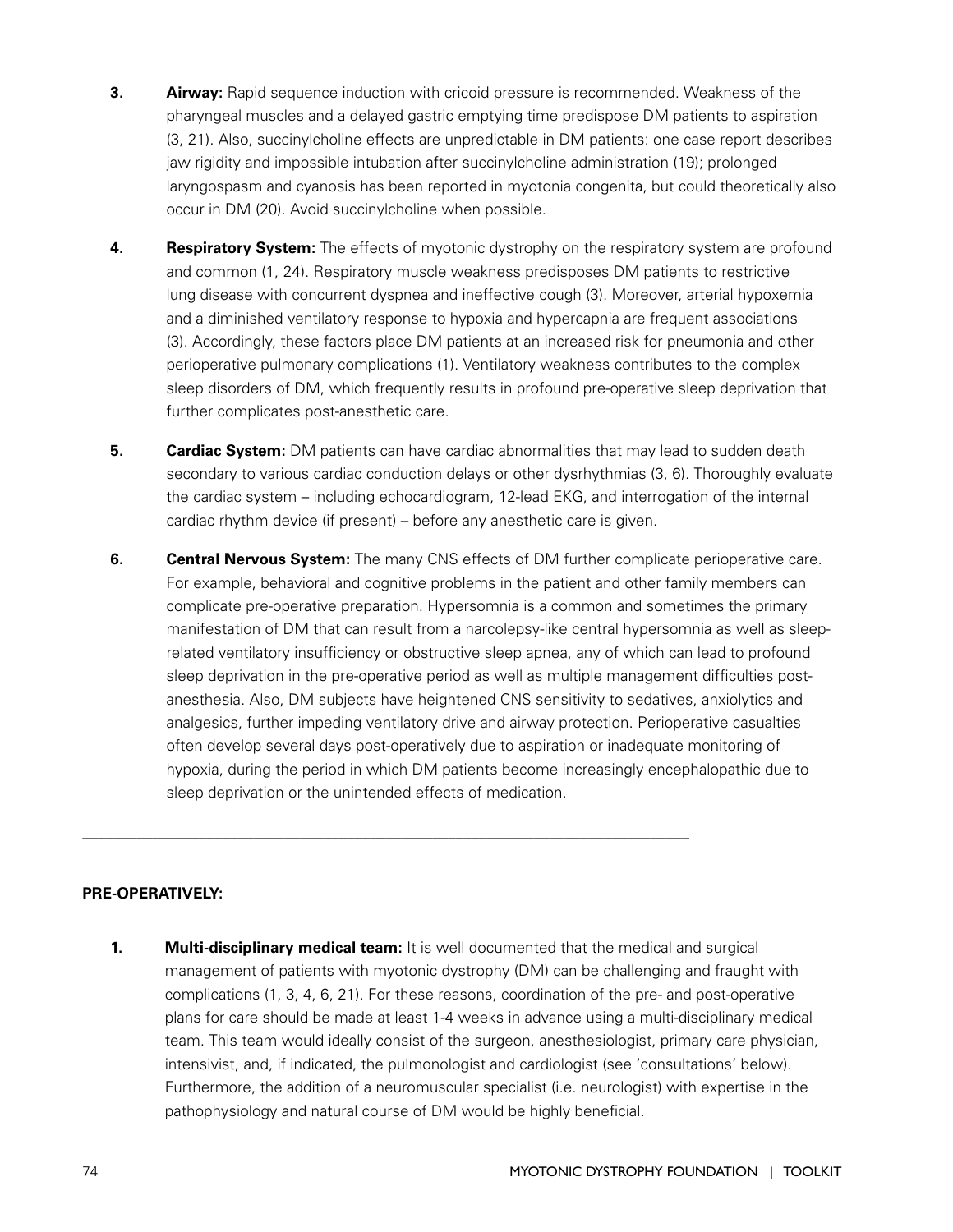3. **Airway:** Rapid sequence induction with cricoid pressure is recommended. Weakness of the pharyngeal muscles and a delayed gastric emptying time predispose DM patients to aspiration (3, 21). Also, succinylcholine effects are unpredictable in DM patients: one case report describes jaw rigidity and impossible intubation after succinylcholine administration (19); prolonged laryngospasm and cyanosis has been reported in myotonia congenita, but could theoretically also occur in DM (20). Avoid succinylcholine when possible.

4. **Respiratory System:** The effects of myotonic dystrophy on the respiratory system are profound and common (1, 24). Respiratory muscle weakness predisposes DM patients to restrictive lung disease with concurrent dyspnea and ineffective cough (3). Moreover, arterial hypoxemia and a diminished ventilatory response to hypoxia and hypercapnia are frequent associations (3). Accordingly, these factors place DM patients at an increased risk for pneumonia and other perioperative pulmonary complications (1). Ventilatory weakness contributes to the complex sleep disorders of DM, which frequently results in profound pre-operative sleep deprivation that further complicates post-anesthetic care.

5. **Cardiac System:** DM patients can have cardiac abnormalities that may lead to sudden death secondary to various cardiac conduction delays or other dysrhythmias (3, 6). Thoroughly evaluate the cardiac system – including echocardiogram, 12-lead EKG, and interrogation of the internal cardiac rhythm device (if present) – before any anesthetic care is given.

6. **Central Nervous System:** The many CNS effects of DM further complicate perioperative care. For example, behavioral and cognitive problems in the patient and other family members can complicate pre-operative preparation. Hypersomnia is a common and sometimes the primary manifestation of DM that can result from a narcolepsy-like central hypersomnia as well as sleep-related ventilatory insufficiency or obstructive sleep apnea, any of which can lead to profound sleep deprivation in the pre-operative period as well as multiple management difficulties post-anesthesia. Also, DM subjects have heightened CNS sensitivity to sedatives, anxiolytics and analgesics, further impeding ventilatory drive and airway protection. Perioperative casualties often develop several days post-operatively due to aspiration or inadequate monitoring of hypoxia, during the period in which DM patients become increasingly encephalopathic due to sleep deprivation or the unintended effects of medication.

---

**PRE-OPERATIVELY:**

1. **Multi-disciplinary medical team:** It is well documented that the medical and surgical management of patients with myotonic dystrophy (DM) can be challenging and fraught with complications (1, 3, 4, 6, 21). For these reasons, coordination of the pre- and post-operative plans for care should be made at least 1-4 weeks in advance using a multi-disciplinary medical team. This team would ideally consist of the surgeon, anesthesiologist, primary care physician, intensivist, and, if indicated, the pulmonologist and cardiologist (see 'consultations' below). Furthermore, the addition of a neuromuscular specialist (i.e. neurologist) with expertise in the pathophysiology and natural course of DM would be highly beneficial.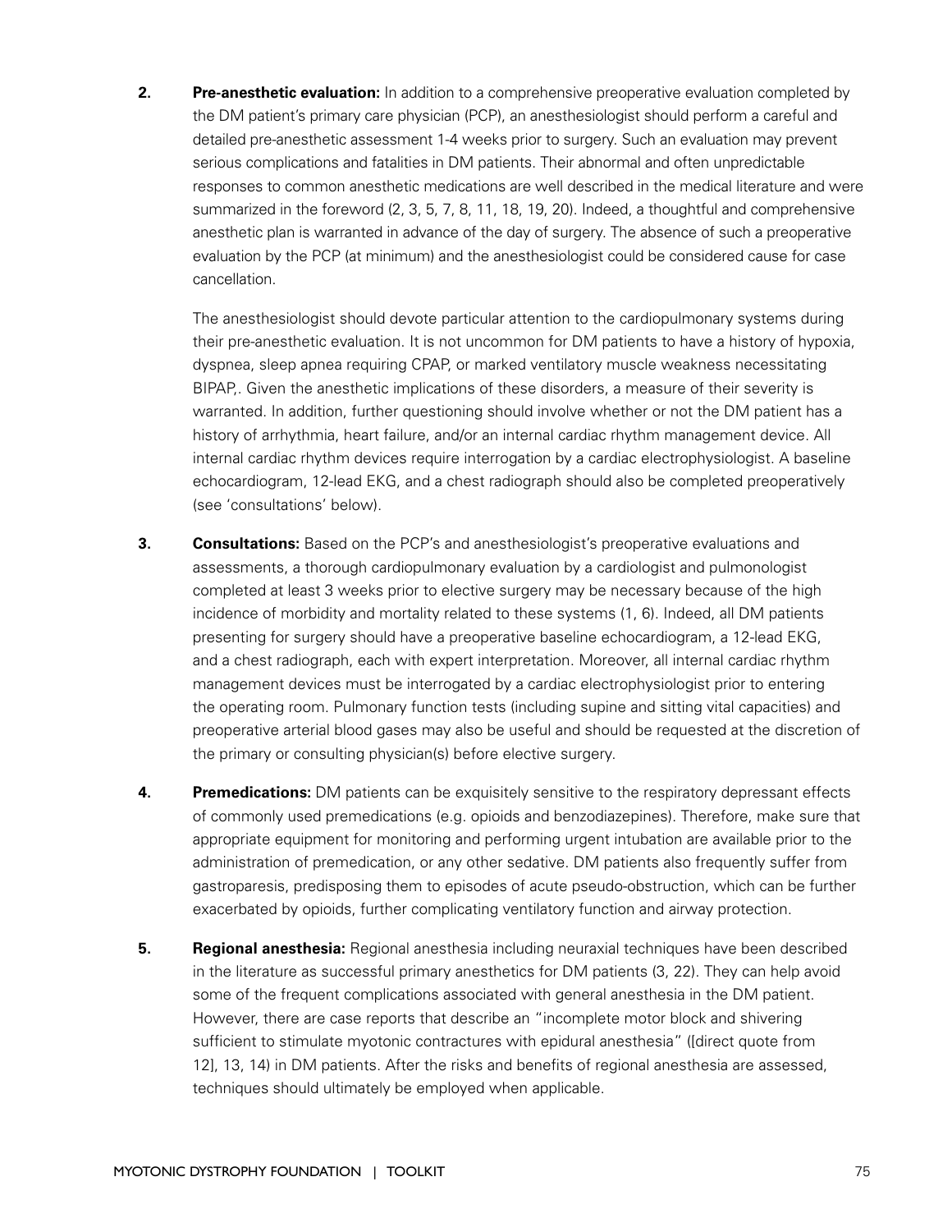**2. Pre-anesthetic evaluation:** In addition to a comprehensive preoperative evaluation completed by the DM patient's primary care physician (PCP), an anesthesiologist should perform a careful and detailed pre-anesthetic assessment 1-4 weeks prior to surgery. Such an evaluation may prevent serious complications and fatalities in DM patients. Their abnormal and often unpredictable responses to common anesthetic medications are well described in the medical literature and were summarized in the foreword (2, 3, 5, 7, 8, 11, 18, 19, 20). Indeed, a thoughtful and comprehensive anesthetic plan is warranted in advance of the day of surgery. The absence of such a preoperative evaluation by the PCP (at minimum) and the anesthesiologist could be considered cause for case cancellation.

The anesthesiologist should devote particular attention to the cardiopulmonary systems during their pre-anesthetic evaluation. It is not uncommon for DM patients to have a history of hypoxia, dyspnea, sleep apnea requiring CPAP, or marked ventilatory muscle weakness necessitating BIPAP,. Given the anesthetic implications of these disorders, a measure of their severity is warranted. In addition, further questioning should involve whether or not the DM patient has a history of arrhythmia, heart failure, and/or an internal cardiac rhythm management device. All internal cardiac rhythm devices require interrogation by a cardiac electrophysiologist. A baseline echocardiogram, 12-lead EKG, and a chest radiograph should also be completed preoperatively (see 'consultations' below).

**3. Consultations:** Based on the PCP's and anesthesiologist's preoperative evaluations and assessments, a thorough cardiopulmonary evaluation by a cardiologist and pulmonologist completed at least 3 weeks prior to elective surgery may be necessary because of the high incidence of morbidity and mortality related to these systems (1, 6). Indeed, all DM patients presenting for surgery should have a preoperative baseline echocardiogram, a 12-lead EKG, and a chest radiograph, each with expert interpretation. Moreover, all internal cardiac rhythm management devices must be interrogated by a cardiac electrophysiologist prior to entering the operating room. Pulmonary function tests (including supine and sitting vital capacities) and preoperative arterial blood gases may also be useful and should be requested at the discretion of the primary or consulting physician(s) before elective surgery.

**4. Premedications:** DM patients can be exquisitely sensitive to the respiratory depressant effects of commonly used premedications (e.g. opioids and benzodiazepines). Therefore, make sure that appropriate equipment for monitoring and performing urgent intubation are available prior to the administration of premedication, or any other sedative. DM patients also frequently suffer from gastroparesis, predisposing them to episodes of acute pseudo-obstruction, which can be further exacerbated by opioids, further complicating ventilatory function and airway protection.

**5. Regional anesthesia:** Regional anesthesia including neuraxial techniques have been described in the literature as successful primary anesthetics for DM patients (3, 22). They can help avoid some of the frequent complications associated with general anesthesia in the DM patient. However, there are case reports that describe an "incomplete motor block and shivering sufficient to stimulate myotonic contractures with epidural anesthesia" ([direct quote from 12], 13, 14) in DM patients. After the risks and benefits of regional anesthesia are assessed, techniques should ultimately be employed when applicable.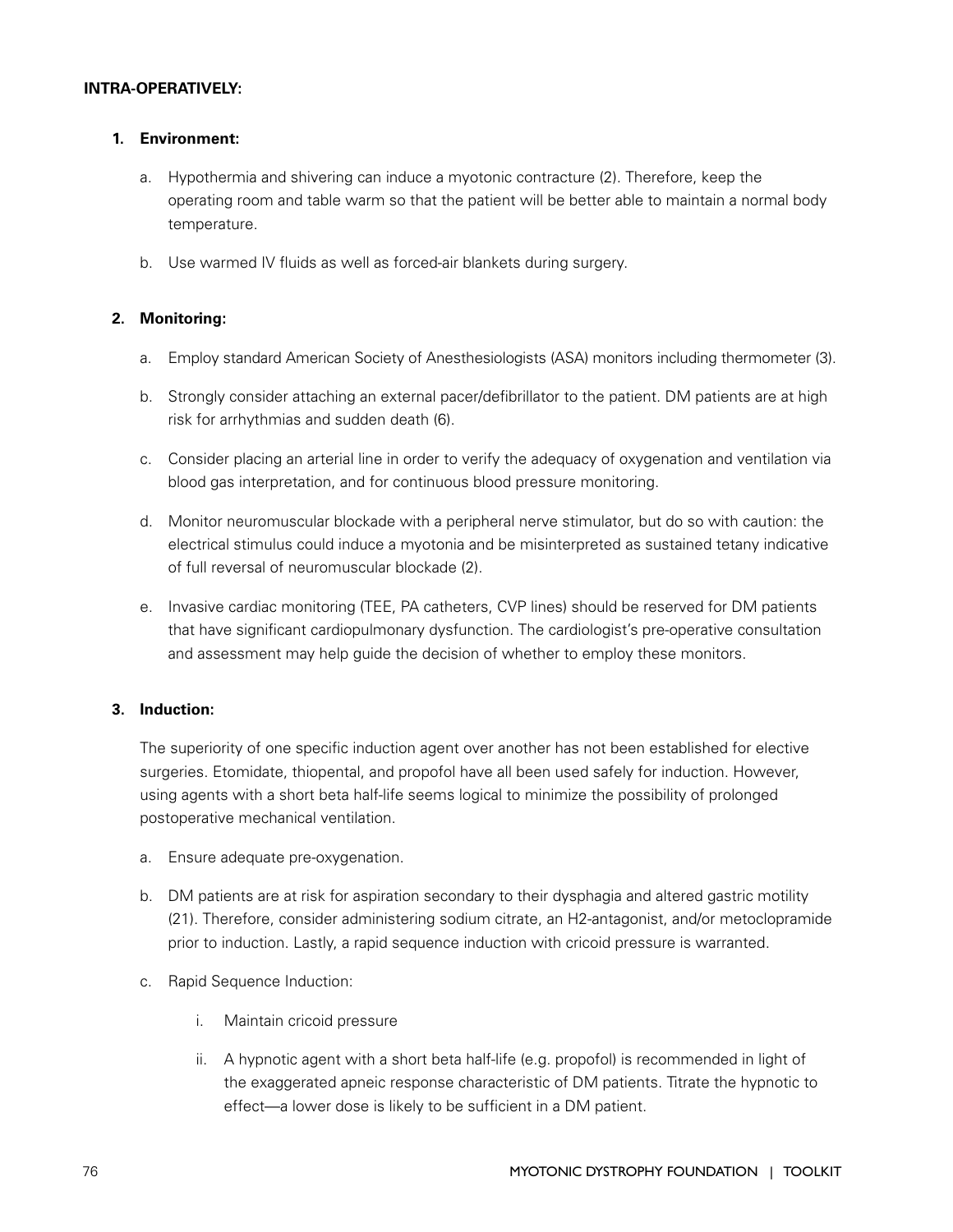**INTRA-OPERATIVELY:**

1. **Environment:**

    a. Hypothermia and shivering can induce a myotonic contracture (2). Therefore, keep the operating room and table warm so that the patient will be better able to maintain a normal body temperature.

    b. Use warmed IV fluids as well as forced-air blankets during surgery.

2. **Monitoring:**

    a. Employ standard American Society of Anesthesiologists (ASA) monitors including thermometer (3).

    b. Strongly consider attaching an external pacer/defibrillator to the patient. DM patients are at high risk for arrhythmias and sudden death (6).

    c. Consider placing an arterial line in order to verify the adequacy of oxygenation and ventilation via blood gas interpretation, and for continuous blood pressure monitoring.

    d. Monitor neuromuscular blockade with a peripheral nerve stimulator, but do so with caution: the electrical stimulus could induce a myotonia and be misinterpreted as sustained tetany indicative of full reversal of neuromuscular blockade (2).

    e. Invasive cardiac monitoring (TEE, PA catheters, CVP lines) should be reserved for DM patients that have significant cardiopulmonary dysfunction. The cardiologist's pre-operative consultation and assessment may help guide the decision of whether to employ these monitors.

3. **Induction:**

    The superiority of one specific induction agent over another has not been established for elective surgeries. Etomidate, thiopental, and propofol have all been used safely for induction. However, using agents with a short beta half-life seems logical to minimize the possibility of prolonged postoperative mechanical ventilation.

    a. Ensure adequate pre-oxygenation.

    b. DM patients are at risk for aspiration secondary to their dysphagia and altered gastric motility (21). Therefore, consider administering sodium citrate, an H2-antagonist, and/or metoclopramide prior to induction. Lastly, a rapid sequence induction with cricoid pressure is warranted.

    c. Rapid Sequence Induction:

        i. Maintain cricoid pressure

        ii. A hypnotic agent with a short beta half-life (e.g. propofol) is recommended in light of the exaggerated apneic response characteristic of DM patients. Titrate the hypnotic to effect—a lower dose is likely to be sufficient in a DM patient.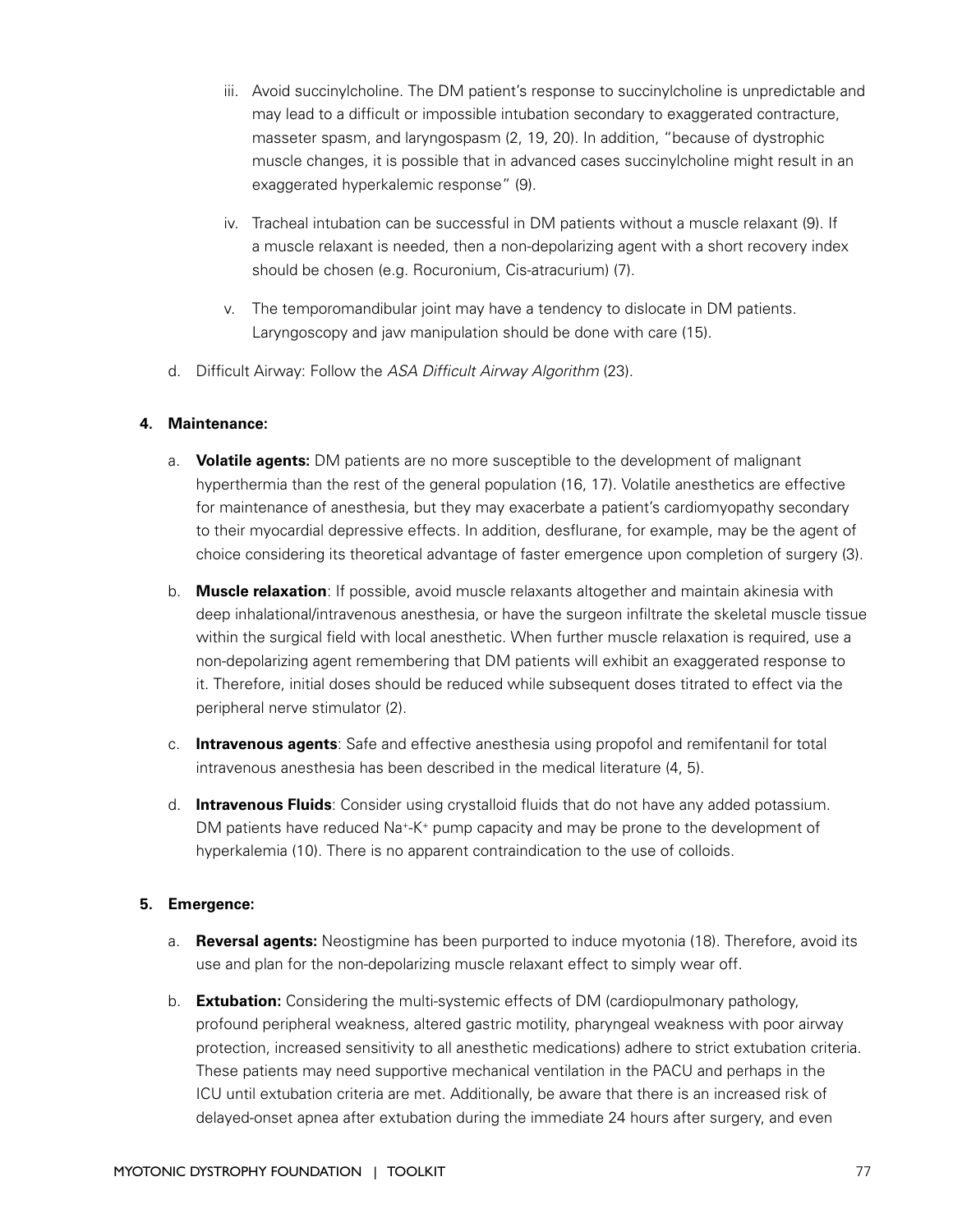iii. Avoid succinylcholine. The DM patient's response to succinylcholine is unpredictable and may lead to a difficult or impossible intubation secondary to exaggerated contracture, masseter spasm, and laryngospasm (2, 19, 20). In addition, "because of dystrophic muscle changes, it is possible that in advanced cases succinylcholine might result in an exaggerated hyperkalemic response" (9).

iv. Tracheal intubation can be successful in DM patients without a muscle relaxant (9). If a muscle relaxant is needed, then a non-depolarizing agent with a short recovery index should be chosen (e.g. Rocuronium, Cis-atracurium) (7).

v. The temporomandibular joint may have a tendency to dislocate in DM patients. Laryngoscopy and jaw manipulation should be done with care (15).

d. Difficult Airway: Follow the *ASA Difficult Airway Algorithm* (23).

**4. Maintenance:**

a. **Volatile agents:** DM patients are no more susceptible to the development of malignant hyperthermia than the rest of the general population (16, 17). Volatile anesthetics are effective for maintenance of anesthesia, but they may exacerbate a patient's cardiomyopathy secondary to their myocardial depressive effects. In addition, desflurane, for example, may be the agent of choice considering its theoretical advantage of faster emergence upon completion of surgery (3).

b. **Muscle relaxation**: If possible, avoid muscle relaxants altogether and maintain akinesia with deep inhalational/intravenous anesthesia, or have the surgeon infiltrate the skeletal muscle tissue within the surgical field with local anesthetic. When further muscle relaxation is required, use a non-depolarizing agent remembering that DM patients will exhibit an exaggerated response to it. Therefore, initial doses should be reduced while subsequent doses titrated to effect via the peripheral nerve stimulator (2).

c. **Intravenous agents**: Safe and effective anesthesia using propofol and remifentanil for total intravenous anesthesia has been described in the medical literature (4, 5).

d. **Intravenous Fluids**: Consider using crystalloid fluids that do not have any added potassium. DM patients have reduced $Na^{+}$-$K^{+}$ pump capacity and may be prone to the development of hyperkalemia (10). There is no apparent contraindication to the use of colloids.

**5. Emergence:**

a. **Reversal agents:** Neostigmine has been purported to induce myotonia (18). Therefore, avoid its use and plan for the non-depolarizing muscle relaxant effect to simply wear off.

b. **Extubation:** Considering the multi-systemic effects of DM (cardiopulmonary pathology, profound peripheral weakness, altered gastric motility, pharyngeal weakness with poor airway protection, increased sensitivity to all anesthetic medications) adhere to strict extubation criteria. These patients may need supportive mechanical ventilation in the PACU and perhaps in the ICU until extubation criteria are met. Additionally, be aware that there is an increased risk of delayed-onset apnea after extubation during the immediate 24 hours after surgery, and even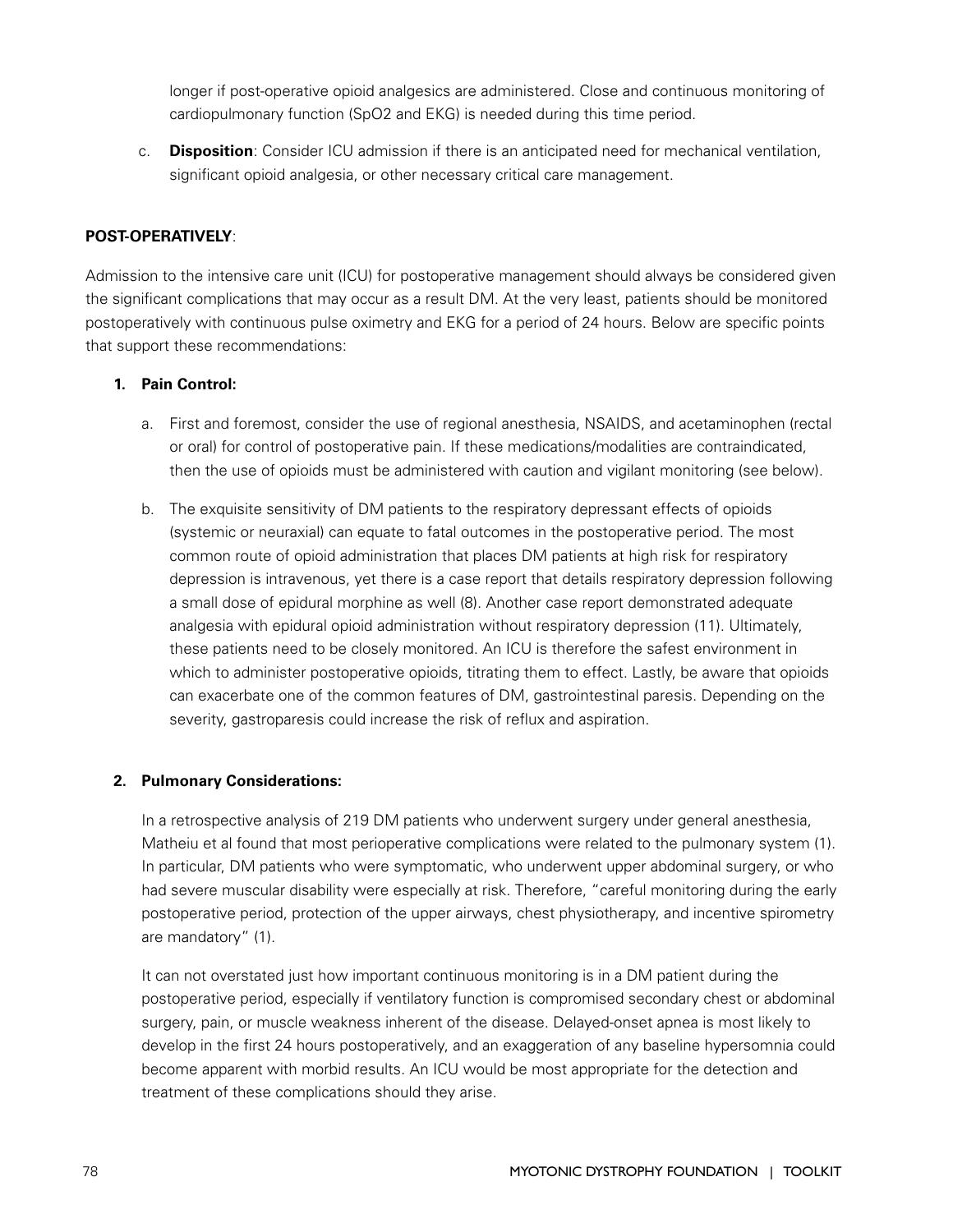longer if post-operative opioid analgesics are administered. Close and continuous monitoring of cardiopulmonary function (SpO2 and EKG) is needed during this time period.

c. **Disposition**: Consider ICU admission if there is an anticipated need for mechanical ventilation, significant opioid analgesia, or other necessary critical care management.

**POST-OPERATIVELY**:

Admission to the intensive care unit (ICU) for postoperative management should always be considered given the significant complications that may occur as a result DM. At the very least, patients should be monitored postoperatively with continuous pulse oximetry and EKG for a period of 24 hours. Below are specific points that support these recommendations:

1. **Pain Control:**

   a. First and foremost, consider the use of regional anesthesia, NSAIDS, and acetaminophen (rectal or oral) for control of postoperative pain. If these medications/modalities are contraindicated, then the use of opioids must be administered with caution and vigilant monitoring (see below).

   b. The exquisite sensitivity of DM patients to the respiratory depressant effects of opioids (systemic or neuraxial) can equate to fatal outcomes in the postoperative period. The most common route of opioid administration that places DM patients at high risk for respiratory depression is intravenous, yet there is a case report that details respiratory depression following a small dose of epidural morphine as well (8). Another case report demonstrated adequate analgesia with epidural opioid administration without respiratory depression (11). Ultimately, these patients need to be closely monitored. An ICU is therefore the safest environment in which to administer postoperative opioids, titrating them to effect. Lastly, be aware that opioids can exacerbate one of the common features of DM, gastrointestinal paresis. Depending on the severity, gastroparesis could increase the risk of reflux and aspiration.

2. **Pulmonary Considerations:**

   In a retrospective analysis of 219 DM patients who underwent surgery under general anesthesia, Matheiu et al found that most perioperative complications were related to the pulmonary system (1). In particular, DM patients who were symptomatic, who underwent upper abdominal surgery, or who had severe muscular disability were especially at risk. Therefore, "careful monitoring during the early postoperative period, protection of the upper airways, chest physiotherapy, and incentive spirometry are mandatory" (1).

   It can not overstated just how important continuous monitoring is in a DM patient during the postoperative period, especially if ventilatory function is compromised secondary chest or abdominal surgery, pain, or muscle weakness inherent of the disease. Delayed-onset apnea is most likely to develop in the first 24 hours postoperatively, and an exaggeration of any baseline hypersomnia could become apparent with morbid results. An ICU would be most appropriate for the detection and treatment of these complications should they arise.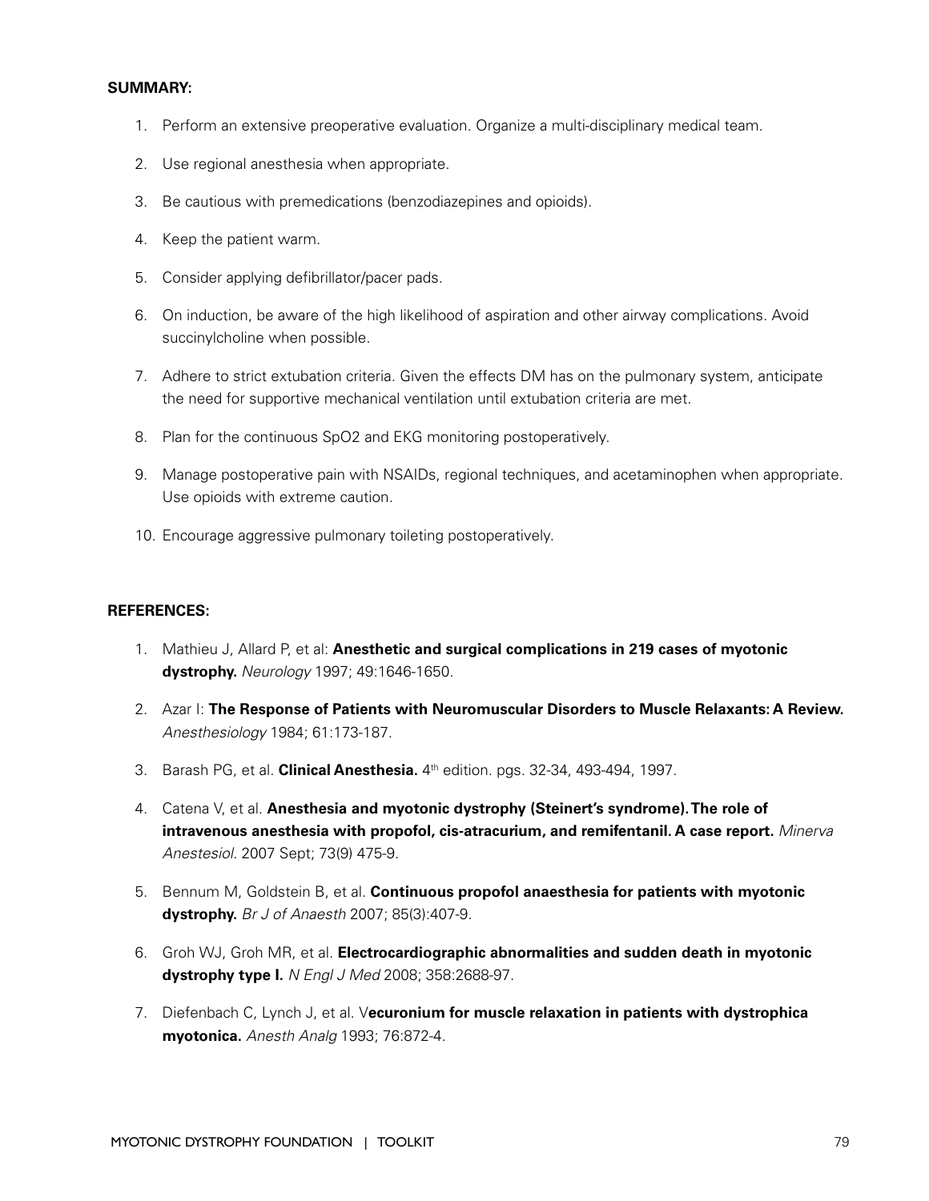**SUMMARY:**

1. Perform an extensive preoperative evaluation. Organize a multi-disciplinary medical team.
2. Use regional anesthesia when appropriate.
3. Be cautious with premedications (benzodiazepines and opioids).
4. Keep the patient warm.
5. Consider applying defibrillator/pacer pads.
6. On induction, be aware of the high likelihood of aspiration and other airway complications. Avoid succinylcholine when possible.
7. Adhere to strict extubation criteria. Given the effects DM has on the pulmonary system, anticipate the need for supportive mechanical ventilation until extubation criteria are met.
8. Plan for the continuous SpO2 and EKG monitoring postoperatively.
9. Manage postoperative pain with NSAIDs, regional techniques, and acetaminophen when appropriate. Use opioids with extreme caution.
10. Encourage aggressive pulmonary toileting postoperatively.

**REFERENCES:**

1. Mathieu J, Allard P, et al: **Anesthetic and surgical complications in 219 cases of myotonic dystrophy.** *Neurology* 1997; 49:1646-1650.
2. Azar I: **The Response of Patients with Neuromuscular Disorders to Muscle Relaxants: A Review.** *Anesthesiology* 1984; 61:173-187.
3. Barash PG, et al. **Clinical Anesthesia.** 4th edition. pgs. 32-34, 493-494, 1997.
4. Catena V, et al. **Anesthesia and myotonic dystrophy (Steinert's syndrome). The role of intravenous anesthesia with propofol, cis-atracurium, and remifentanil. A case report.** *Minerva Anestesiol.* 2007 Sept; 73(9) 475-9.
5. Bennum M, Goldstein B, et al. **Continuous propofol anaesthesia for patients with myotonic dystrophy.** *Br J of Anaesth* 2007; 85(3):407-9.
6. Groh WJ, Groh MR, et al. **Electrocardiographic abnormalities and sudden death in myotonic dystrophy type I.** *N Engl J Med* 2008; 358:2688-97.
7. Diefenbach C, Lynch J, et al. V**ecuronium for muscle relaxation in patients with dystrophica myotonica.** *Anesth Analg* 1993; 76:872-4.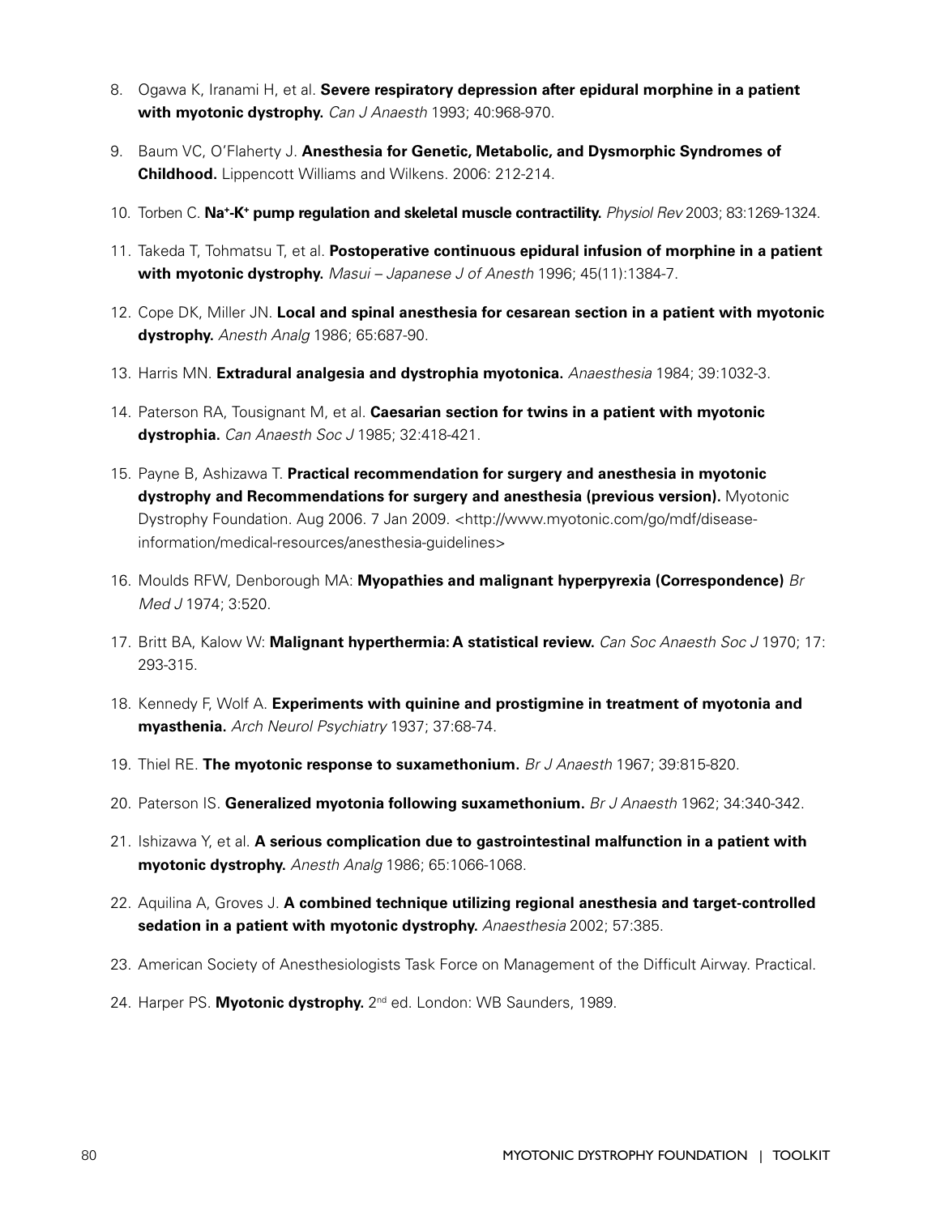8. Ogawa K, Iranami H, et al. **Severe respiratory depression after epidural morphine in a patient with myotonic dystrophy.** *Can J Anaesth* 1993; 40:968-970.

9. Baum VC, O'Flaherty J. **Anesthesia for Genetic, Metabolic, and Dysmorphic Syndromes of Childhood.** Lippencott Williams and Wilkens. 2006: 212-214.

10. Torben C. **$Na^+$-$K^+$ pump regulation and skeletal muscle contractility.** *Physiol Rev* 2003; 83:1269-1324.

11. Takeda T, Tohmatsu T, et al. **Postoperative continuous epidural infusion of morphine in a patient with myotonic dystrophy.** *Masui – Japanese J of Anesth* 1996; 45(11):1384-7.

12. Cope DK, Miller JN. **Local and spinal anesthesia for cesarean section in a patient with myotonic dystrophy.** *Anesth Analg* 1986; 65:687-90.

13. Harris MN. **Extradural analgesia and dystrophia myotonica.** *Anaesthesia* 1984; 39:1032-3.

14. Paterson RA, Tousignant M, et al. **Caesarian section for twins in a patient with myotonic dystrophia.** *Can Anaesth Soc J* 1985; 32:418-421.

15. Payne B, Ashizawa T. **Practical recommendation for surgery and anesthesia in myotonic dystrophy and Recommendations for surgery and anesthesia (previous version).** Myotonic Dystrophy Foundation. Aug 2006. 7 Jan 2009. <http://www.myotonic.com/go/mdf/disease-information/medical-resources/anesthesia-guidelines>

16. Moulds RFW, Denborough MA: **Myopathies and malignant hyperpyrexia (Correspondence)** *Br Med J* 1974; 3:520.

17. Britt BA, Kalow W: **Malignant hyperthermia: A statistical review.** *Can Soc Anaesth Soc J* 1970; 17: 293-315.

18. Kennedy F, Wolf A. **Experiments with quinine and prostigmine in treatment of myotonia and myasthenia.** *Arch Neurol Psychiatry* 1937; 37:68-74.

19. Thiel RE. **The myotonic response to suxamethonium.** *Br J Anaesth* 1967; 39:815-820.

20. Paterson IS. **Generalized myotonia following suxamethonium.** *Br J Anaesth* 1962; 34:340-342.

21. Ishizawa Y, et al. **A serious complication due to gastrointestinal malfunction in a patient with myotonic dystrophy.** *Anesth Analg* 1986; 65:1066-1068.

22. Aquilina A, Groves J. **A combined technique utilizing regional anesthesia and target-controlled sedation in a patient with myotonic dystrophy.** *Anaesthesia* 2002; 57:385.

23. American Society of Anesthesiologists Task Force on Management of the Difficult Airway. Practical.

24. Harper PS. **Myotonic dystrophy.** 2nd ed. London: WB Saunders, 1989.